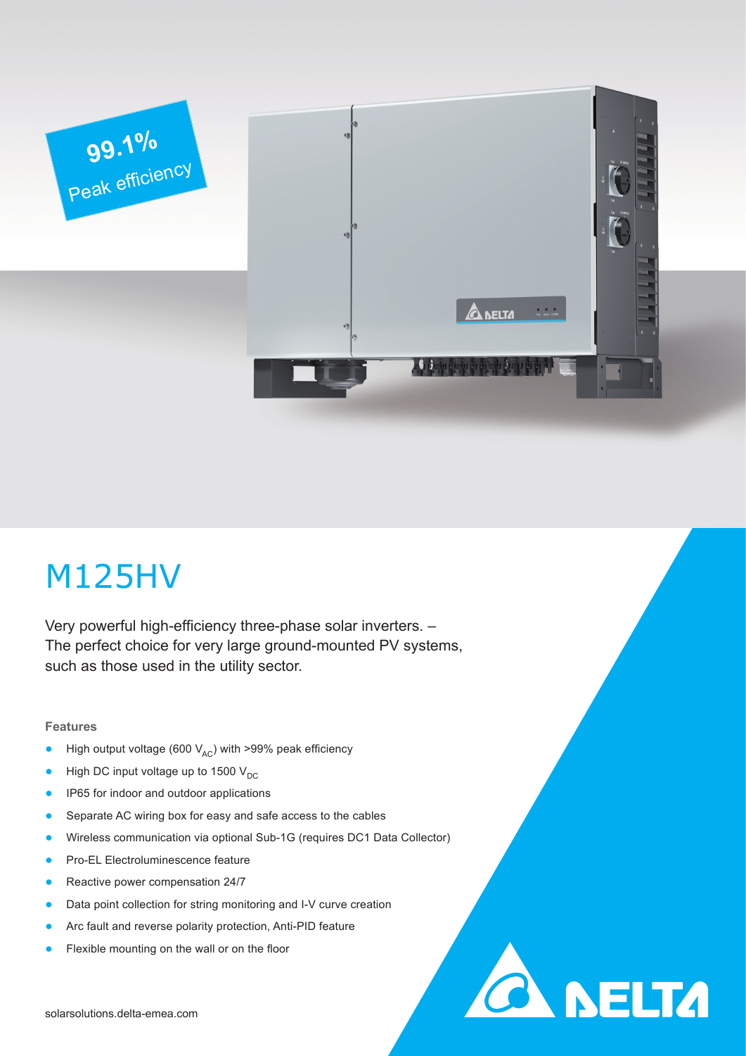99.1%
Peak efficiency

# M125HV

Very powerful high-efficiency three-phase solar inverters. – The perfect choice for very large ground-mounted PV systems, such as those used in the utility sector.

### Features

- High output voltage (600 $V_{AC}$) with >99% peak efficiency
- High DC input voltage up to 1500 $V_{DC}$
- IP65 for indoor and outdoor applications
- Separate AC wiring box for easy and safe access to the cables
- Wireless communication via optional Sub-1G (requires DC1 Data Collector)
- Pro-EL Electroluminescence feature
- Reactive power compensation 24/7
- Data point collection for string monitoring and I-V curve creation
- Arc fault and reverse polarity protection, Anti-PID feature
- Flexible mounting on the wall or on the floor

solarsolutions.delta-emea.com

DELTA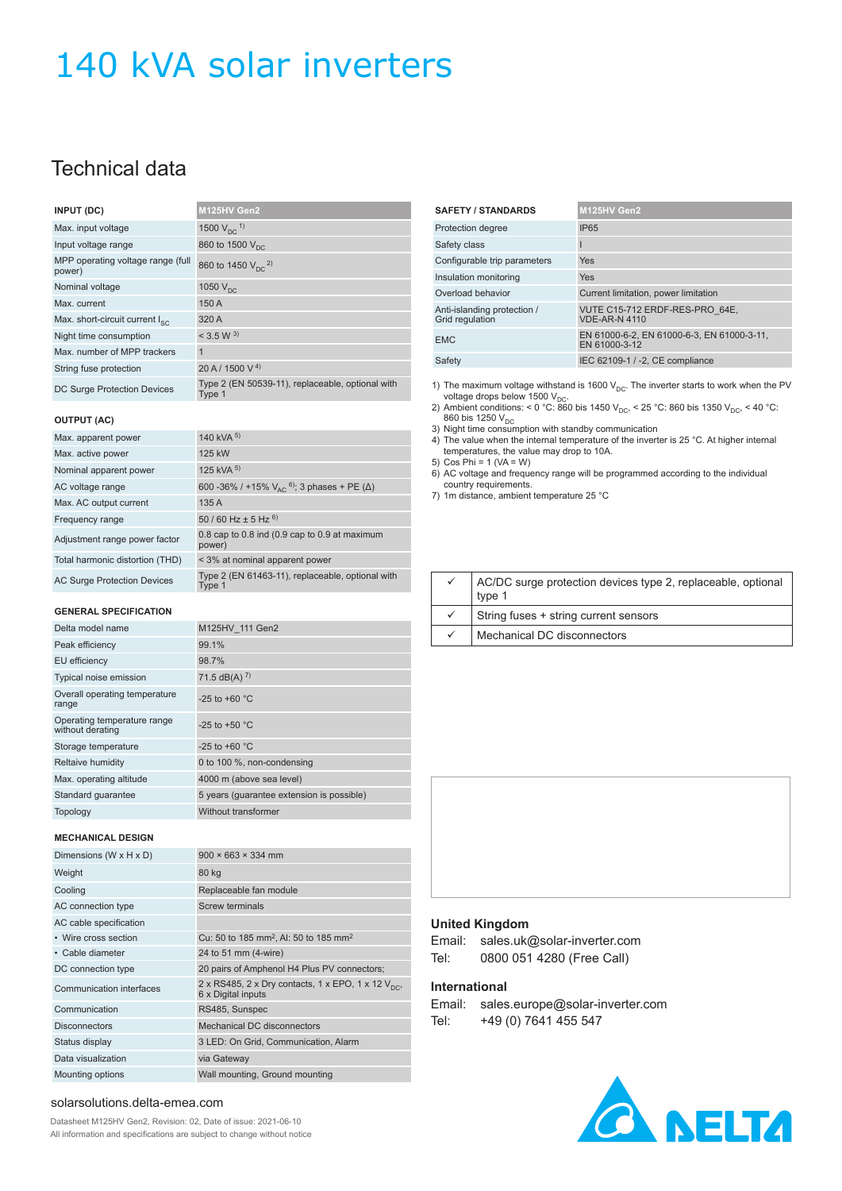# 140 kVA solar inverters

## Technical data

| INPUT (DC) | M125HV Gen2 |
|---|---|
| Max. input voltage | 1500 $V_{DC}$ [1] |
| Input voltage range | 860 to 1500 $V_{DC}$ |
| MPP operating voltage range (full power) | 860 to 1450 $V_{DC}$ [2] |
| Nominal voltage | 1050 $V_{DC}$ |
| Max. current | 150 A |
| Max. short-circuit current $I_{SC}$ | 320 A |
| Night time consumption | < 3.5 W [3] |
| Max. number of MPP trackers | 1 |
| String fuse protection | 20 A / 1500 V [4] |
| DC Surge Protection Devices | Type 2 (EN 50539-11), replaceable, optional with Type 1 |

| OUTPUT (AC) | |
|---|---|
| Max. apparent power | 140 kVA [5] |
| Max. active power | 125 kW |
| Nominal apparent power | 125 kVA [5] |
| AC voltage range | 600 -36% / +15% $V_{AC}$ [6]; 3 phases + PE (Δ) |
| Max. AC output current | 135 A |
| Frequency range | 50 / 60 Hz ± 5 Hz [6] |
| Adjustment range power factor | 0.8 cap to 0.8 ind (0.9 cap to 0.9 at maximum power) |
| Total harmonic distortion (THD) | < 3% at nominal apparent power |
| AC Surge Protection Devices | Type 2 (EN 61463-11), replaceable, optional with Type 1 |

| GENERAL SPECIFICATION | |
|---|---|
| Delta model name | M125HV_111 Gen2 |
| Peak efficiency | 99.1% |
| EU efficiency | 98.7% |
| Typical noise emission | 71.5 dB(A) [7] |
| Overall operating temperature range | -25 to +60 °C |
| Operating temperature range without derating | -25 to +50 °C |
| Storage temperature | -25 to +60 °C |
| Reltaive humidity | 0 to 100 %, non-condensing |
| Max. operating altitude | 4000 m (above sea level) |
| Standard guarantee | 5 years (guarantee extension is possible) |
| Topology | Without transformer |

| MECHANICAL DESIGN | |
|---|---|
| Dimensions (W x H x D) | 900 × 663 × 334 mm |
| Weight | 80 kg |
| Cooling | Replaceable fan module |
| AC connection type | Screw terminals |
| AC cable specification | |
| • Wire cross section | Cu: 50 to 185 mm², Al: 50 to 185 mm² |
| • Cable diameter | 24 to 51 mm (4-wire) |
| DC connection type | 20 pairs of Amphenol H4 Plus PV connectors; |
| Communication interfaces | 2 x RS485, 2 x Dry contacts, 1 x EPO, 1 x 12 $V_{DC}$, 6 x Digital inputs |
| Communication | RS485, Sunspec |
| Disconnectors | Mechanical DC disconnectors |
| Status display | 3 LED: On Grid, Communication, Alarm |
| Data visualization | via Gateway |
| Mounting options | Wall mounting, Ground mounting |

| SAFETY / STANDARDS | M125HV Gen2 |
|---|---|
| Protection degree | IP65 |
| Safety class | I |
| Configurable trip parameters | Yes |
| Insulation monitoring | Yes |
| Overload behavior | Current limitation, power limitation |
| Anti-islanding protection / Grid regulation | VUTE C15-712 ERDF-RES-PRO_64E, VDE-AR-N 4110 |
| EMC | EN 61000-6-2, EN 61000-6-3, EN 61000-3-11, EN 61000-3-12 |
| Safety | IEC 62109-1 / -2, CE compliance |

1) The maximum voltage withstand is 1600 $V_{DC}$. The inverter starts to work when the PV voltage drops below 1500 $V_{DC}$.
2) Ambient conditions: < 0 °C: 860 bis 1450 $V_{DC}$, < 25 °C: 860 bis 1350 $V_{DC}$, < 40 °C: 860 bis 1250 $V_{DC}$
3) Night time consumption with standby communication
4) The value when the internal temperature of the inverter is 25 °C. At higher internal temperatures, the value may drop to 10A.
5) Cos Phi = 1 (VA = W)
6) AC voltage and frequency range will be programmed according to the individual country requirements.
7) 1m distance, ambient temperature 25 °C

| | |
|---|---|
| ✓ | AC/DC surge protection devices type 2, replaceable, optional type 1 |
| ✓ | String fuses + string current sensors |
| ✓ | Mechanical DC disconnectors |

**United Kingdom**
Email: sales.uk@solar-inverter.com
Tel: 0800 051 4280 (Free Call)

**International**
Email: sales.europe@solar-inverter.com
Tel: +49 (0) 7641 455 547

solarsolutions.delta-emea.com

Datasheet M125HV Gen2, Revision: 02, Date of issue: 2021-06-10
All information and specifications are subject to change without notice

DELTA